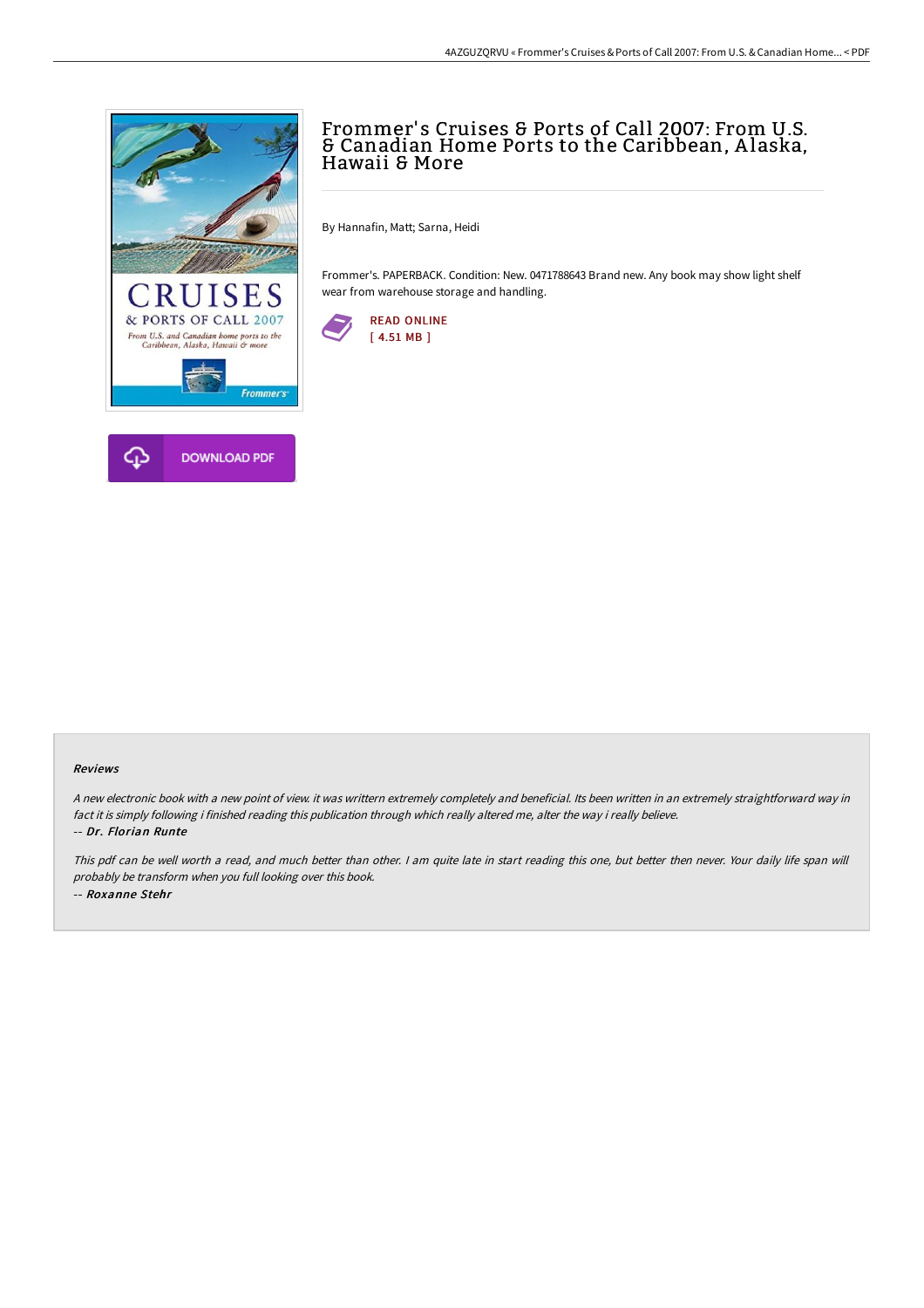# Frommer's Cruises & Ports of Call 2007: From U.S. & Canadian Home Ports to the Caribbean, Alaska, Hawaii & More

By Hannafin, Matt; Sarna, Heidi

Frommer's. PAPERBACK. Condition: New. 0471788643 Brand new. Any book may show light shelf wear from warehouse storage and handling.

READ ONLINE
[ 4.51 MB ]

DOWNLOAD PDF

### Reviews

*A new electronic book with a new point of view. it was writtern extremely completely and beneficial. Its been written in an extremely straightforward way in fact it is simply following i finished reading this publication through which really altered me, alter the way i really believe.*

*-- Dr. Florian Runte*

*This pdf can be well worth a read, and much better than other. I am quite late in start reading this one, but better then never. Your daily life span will probably be transform when you full looking over this book.*

*-- Roxanne Stehr*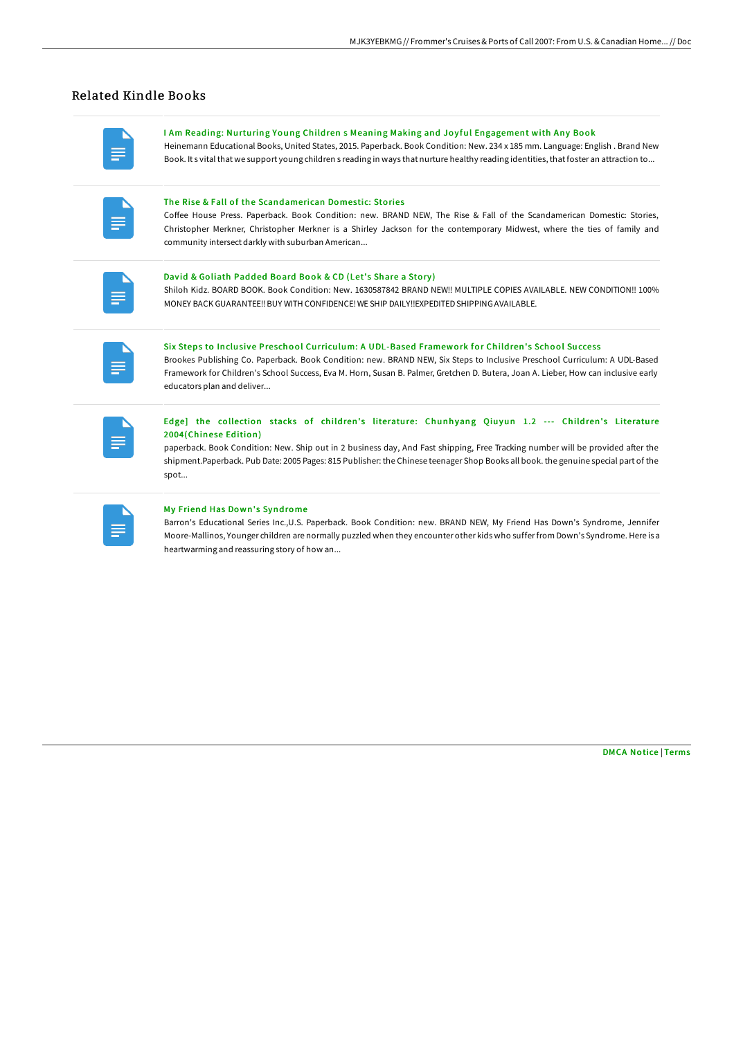## Related Kindle Books

### I Am Reading: Nurturing Young Children s Meaning Making and Joyful Engagement with Any Book

Heinemann Educational Books, United States, 2015. Paperback. Book Condition: New. 234 x 185 mm. Language: English . Brand New Book. It s vital that we support young children s reading in ways that nurture healthy reading identities, that foster an attraction to...

### The Rise & Fall of the Scandamerican Domestic: Stories

Coffee House Press. Paperback. Book Condition: new. BRAND NEW, The Rise & Fall of the Scandamerican Domestic: Stories, Christopher Merkner, Christopher Merkner is a Shirley Jackson for the contemporary Midwest, where the ties of family and community intersect darkly with suburban American...

### David & Goliath Padded Board Book & CD (Let's Share a Story)

Shiloh Kidz. BOARD BOOK. Book Condition: New. 1630587842 BRAND NEW!! MULTIPLE COPIES AVAILABLE. NEW CONDITION!! 100% MONEY BACK GUARANTEE!! BUY WITH CONFIDENCE! WE SHIP DAILY!!EXPEDITED SHIPPING AVAILABLE.

### Six Steps to Inclusive Preschool Curriculum: A UDL-Based Framework for Children's School Success

Brookes Publishing Co. Paperback. Book Condition: new. BRAND NEW, Six Steps to Inclusive Preschool Curriculum: A UDL-Based Framework for Children's School Success, Eva M. Horn, Susan B. Palmer, Gretchen D. Butera, Joan A. Lieber, How can inclusive early educators plan and deliver...

### Edge] the collection stacks of children's literature: Chunhyang Qiuyun 1.2 --- Children's Literature 2004(Chinese Edition)

paperback. Book Condition: New. Ship out in 2 business day, And Fast shipping, Free Tracking number will be provided after the shipment.Paperback. Pub Date: 2005 Pages: 815 Publisher: the Chinese teenager Shop Books all book. the genuine special part of the spot...

### My Friend Has Down's Syndrome

Barron's Educational Series Inc.,U.S. Paperback. Book Condition: new. BRAND NEW, My Friend Has Down's Syndrome, Jennifer Moore-Mallinos, Younger children are normally puzzled when they encounter other kids who suffer from Down's Syndrome. Here is a heartwarming and reassuring story of how an...